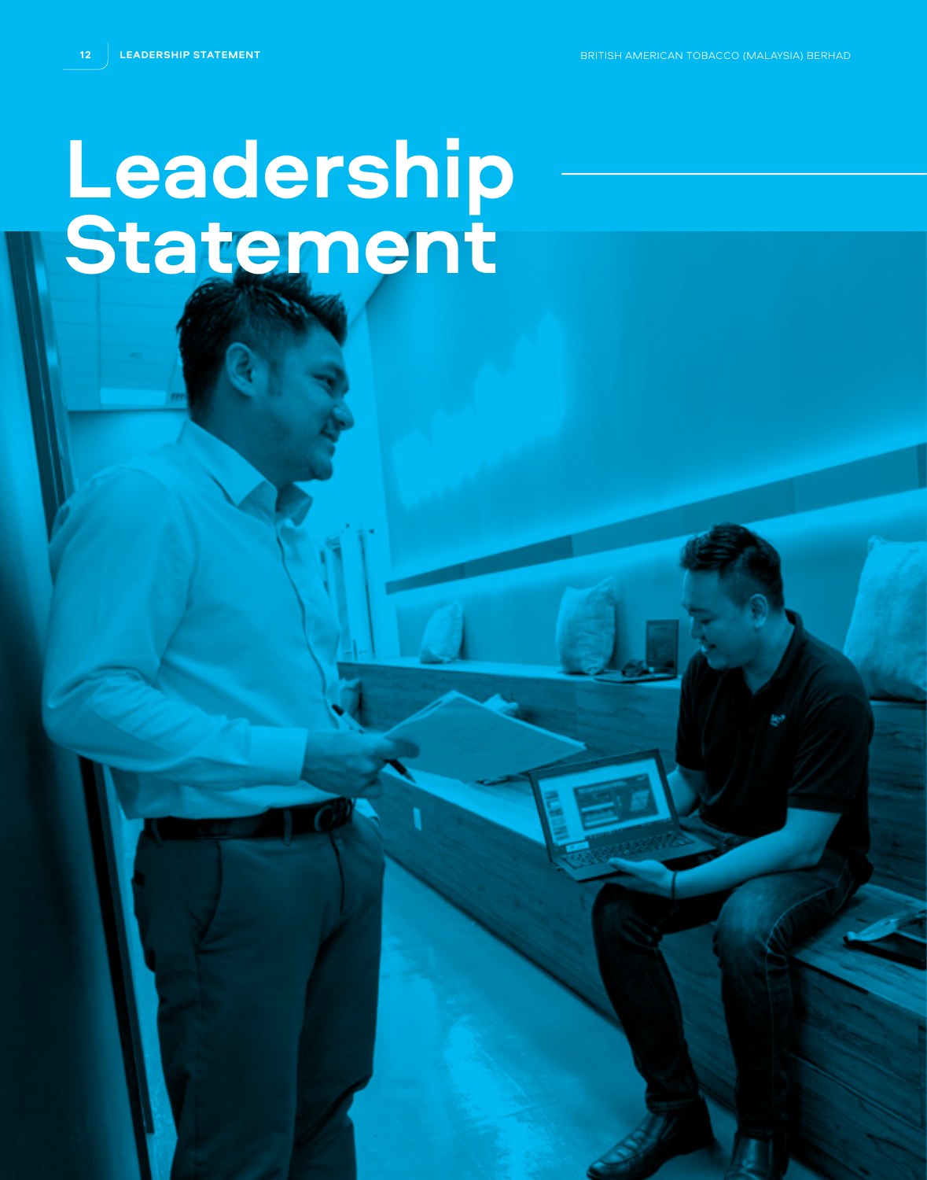# Leadership Statement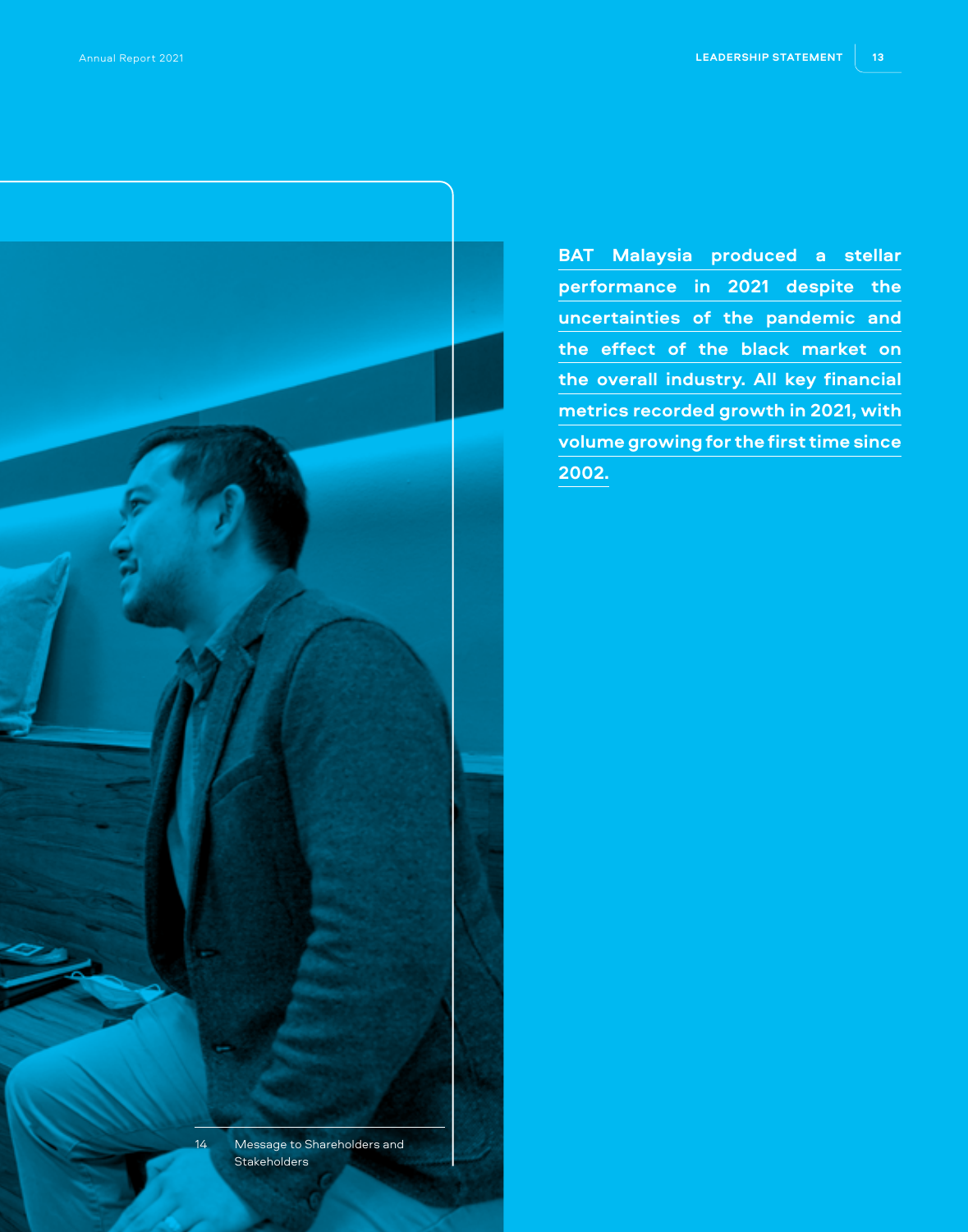**BAT Malaysia produced a stellar performance in 2021 despite the uncertainties of the pandemic and the effect of the black market on the overall industry. All key financial metrics recorded growth in 2021, with volume growing for the first time since 2002.**

14 Message to Shareholders and Stakeholders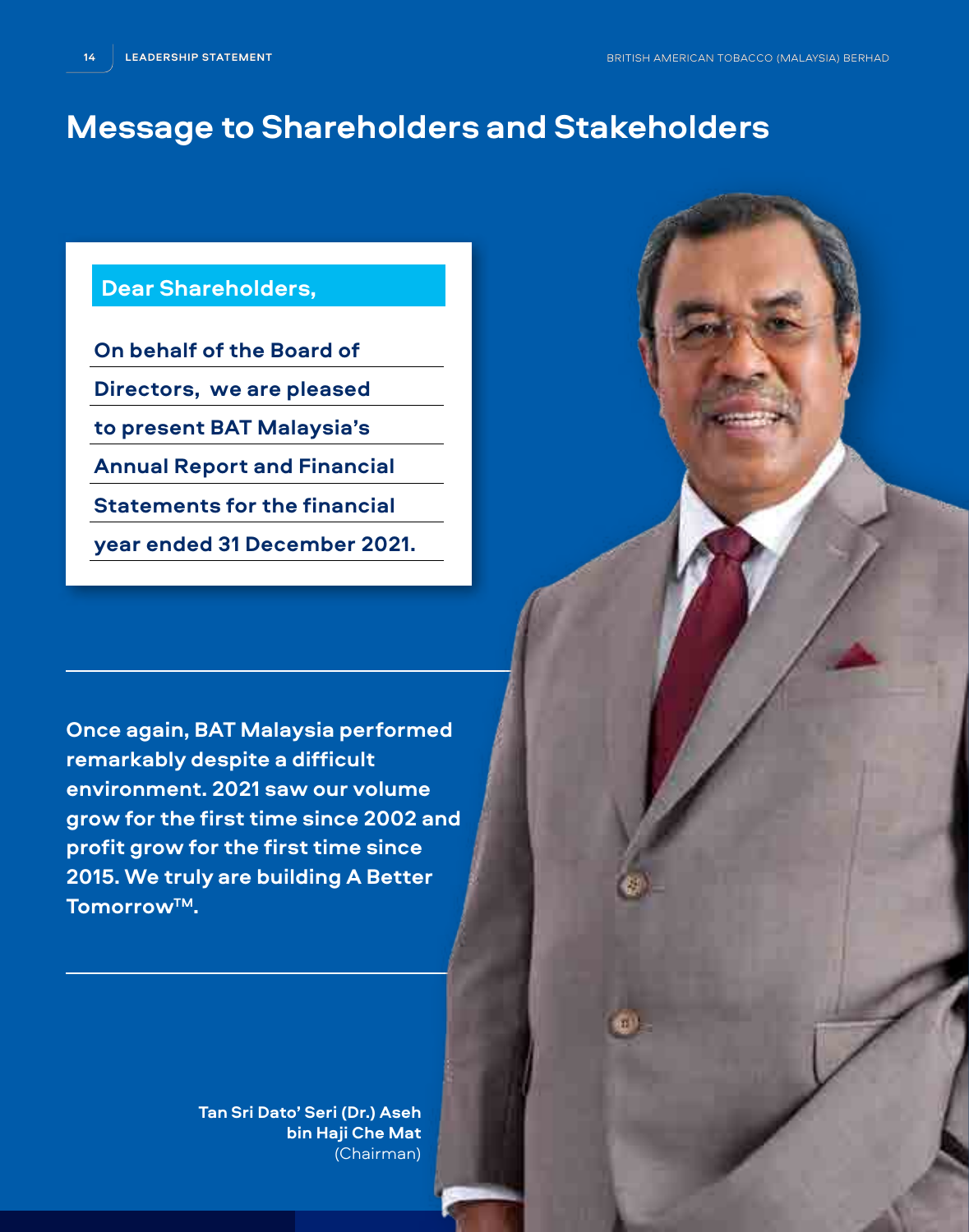# Message to Shareholders and Stakeholders

**Dear Shareholders,**

**On behalf of the Board of Directors, we are pleased to present BAT Malaysia's Annual Report and Financial Statements for the financial year ended 31 December 2021.**

**Once again, BAT Malaysia performed remarkably despite a difficult environment. 2021 saw our volume grow for the first time since 2002 and profit grow for the first time since 2015. We truly are building A Better Tomorrow™.**

**Tan Sri Dato' Seri (Dr.) Aseh bin Haji Che Mat**
(Chairman)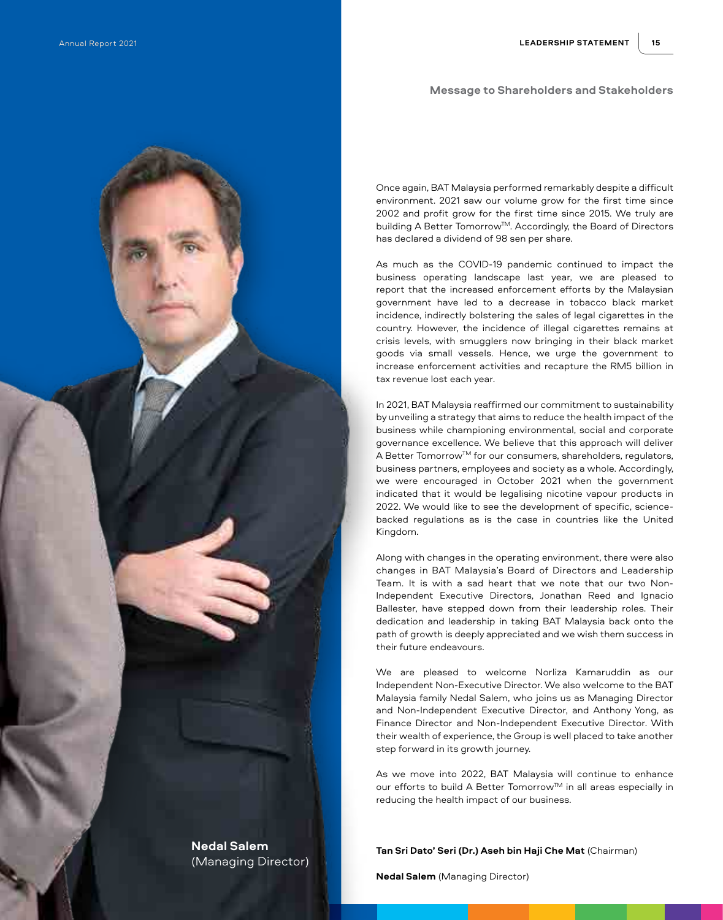## Message to Shareholders and Stakeholders

Once again, BAT Malaysia performed remarkably despite a difficult environment. 2021 saw our volume grow for the first time since 2002 and profit grow for the first time since 2015. We truly are building A Better Tomorrow™. Accordingly, the Board of Directors has declared a dividend of 98 sen per share.

As much as the COVID-19 pandemic continued to impact the business operating landscape last year, we are pleased to report that the increased enforcement efforts by the Malaysian government have led to a decrease in tobacco black market incidence, indirectly bolstering the sales of legal cigarettes in the country. However, the incidence of illegal cigarettes remains at crisis levels, with smugglers now bringing in their black market goods via small vessels. Hence, we urge the government to increase enforcement activities and recapture the RM5 billion in tax revenue lost each year.

In 2021, BAT Malaysia reaffirmed our commitment to sustainability by unveiling a strategy that aims to reduce the health impact of the business while championing environmental, social and corporate governance excellence. We believe that this approach will deliver A Better Tomorrow™ for our consumers, shareholders, regulators, business partners, employees and society as a whole. Accordingly, we were encouraged in October 2021 when the government indicated that it would be legalising nicotine vapour products in 2022. We would like to see the development of specific, science-backed regulations as is the case in countries like the United Kingdom.

Along with changes in the operating environment, there were also changes in BAT Malaysia's Board of Directors and Leadership Team. It is with a sad heart that we note that our two Non-Independent Executive Directors, Jonathan Reed and Ignacio Ballester, have stepped down from their leadership roles. Their dedication and leadership in taking BAT Malaysia back onto the path of growth is deeply appreciated and we wish them success in their future endeavours.

We are pleased to welcome Norliza Kamaruddin as our Independent Non-Executive Director. We also welcome to the BAT Malaysia family Nedal Salem, who joins us as Managing Director and Non-Independent Executive Director, and Anthony Yong, as Finance Director and Non-Independent Executive Director. With their wealth of experience, the Group is well placed to take another step forward in its growth journey.

As we move into 2022, BAT Malaysia will continue to enhance our efforts to build A Better Tomorrow™ in all areas especially in reducing the health impact of our business.

**Tan Sri Dato' Seri (Dr.) Aseh bin Haji Che Mat** (Chairman)

**Nedal Salem** (Managing Director)

**Nedal Salem**
(Managing Director)